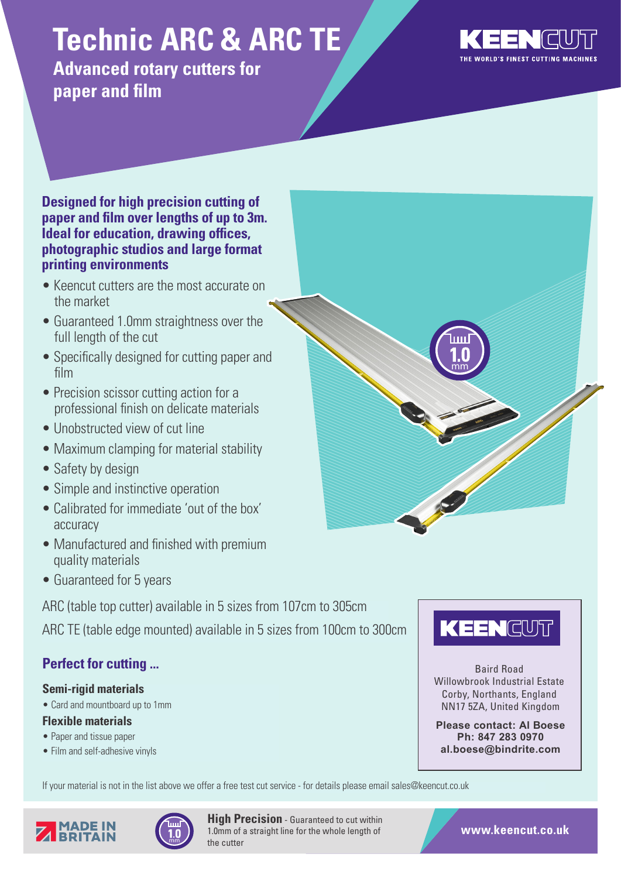# Technic ARC & ARC TE

## Advanced rotary cutters for paper and film

KEENCUT
THE WORLD'S FINEST CUTTING MACHINES

**Designed for high precision cutting of paper and film over lengths of up to 3m. Ideal for education, drawing offices, photographic studios and large format printing environments**

- Keencut cutters are the most accurate on the market
- Guaranteed 1.0mm straightness over the full length of the cut
- Specifically designed for cutting paper and film
- Precision scissor cutting action for a professional finish on delicate materials
- Unobstructed view of cut line
- Maximum clamping for material stability
- Safety by design
- Simple and instinctive operation
- Calibrated for immediate 'out of the box' accuracy
- Manufactured and finished with premium quality materials
- Guaranteed for 5 years

ARC (table top cutter) available in 5 sizes from 107cm to 305cm

ARC TE (table edge mounted) available in 5 sizes from 100cm to 300cm

### Perfect for cutting ...

**Semi-rigid materials**

- Card and mountboard up to 1mm

**Flexible materials**

- Paper and tissue paper
- Film and self-adhesive vinyls

KEENCUT

Baird Road
Willowbrook Industrial Estate
Corby, Northants, England
NN17 5ZA, United Kingdom

**Please contact: Al Boese**
**Ph: 847 283 0970**
**al.boese@bindrite.com**

If your material is not in the list above we offer a free test cut service - for details please email sales@keencut.co.uk

MADE IN BRITAIN

**High Precision** - Guaranteed to cut within 1.0mm of a straight line for the whole length of the cutter

**www.keencut.co.uk**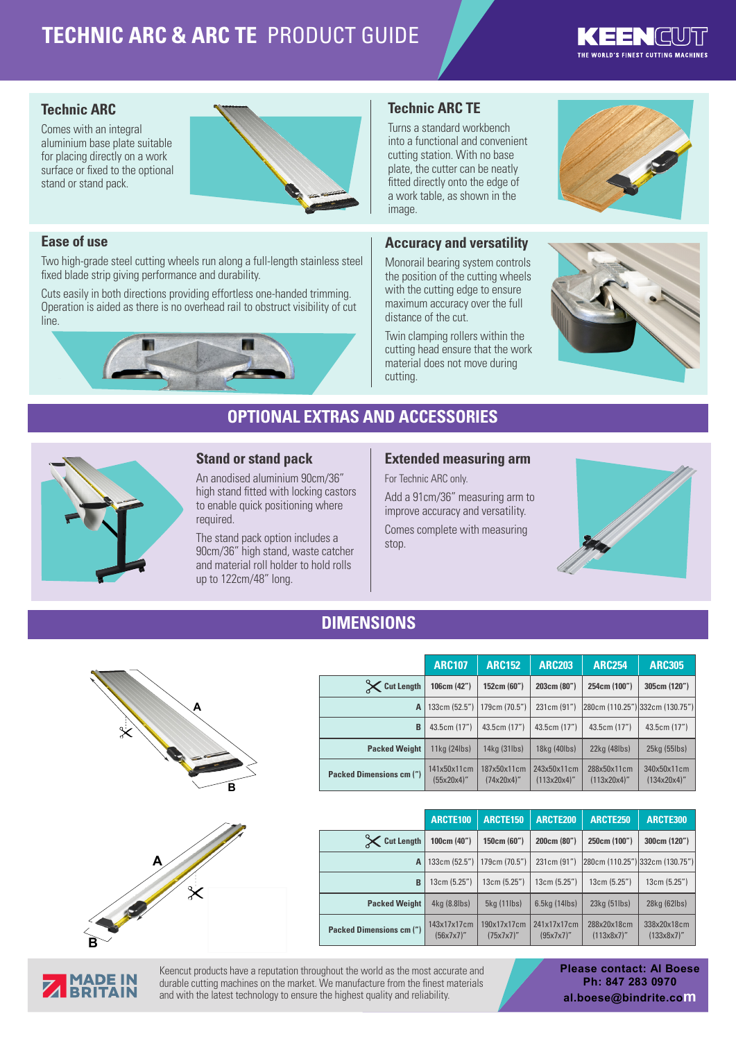# TECHNIC ARC & ARC TE PRODUCT GUIDE

KEENCUT
THE WORLD'S FINEST CUTTING MACHINES

## Technic ARC

Comes with an integral aluminium base plate suitable for placing directly on a work surface or fixed to the optional stand or stand pack.

## Technic ARC TE

Turns a standard workbench into a functional and convenient cutting station. With no base plate, the cutter can be neatly fitted directly onto the edge of a work table, as shown in the image.

## Ease of use

Two high-grade steel cutting wheels run along a full-length stainless steel fixed blade strip giving performance and durability.

Cuts easily in both directions providing effortless one-handed trimming. Operation is aided as there is no overhead rail to obstruct visibility of cut line.

## Accuracy and versatility

Monorail bearing system controls the position of the cutting wheels with the cutting edge to ensure maximum accuracy over the full distance of the cut.

Twin clamping rollers within the cutting head ensure that the work material does not move during cutting.

# OPTIONAL EXTRAS AND ACCESSORIES

## Stand or stand pack

An anodised aluminium 90cm/36" high stand fitted with locking castors to enable quick positioning where required.

The stand pack option includes a 90cm/36" high stand, waste catcher and material roll holder to hold rolls up to 122cm/48" long.

## Extended measuring arm

For Technic ARC only.

Add a 91cm/36" measuring arm to improve accuracy and versatility.

Comes complete with measuring stop.

# DIMENSIONS

| | ARC107 | ARC152 | ARC203 | ARC254 | ARC305 |
|---|---|---|---|---|---|
| Cut Length | 106cm (42") | 152cm (60") | 203cm (80") | 254cm (100") | 305cm (120") |
| A | 133cm (52.5") | 179cm (70.5") | 231cm (91") | 280cm (110.25") | 332cm (130.75") |
| B | 43.5cm (17") | 43.5cm (17") | 43.5cm (17") | 43.5cm (17") | 43.5cm (17") |
| Packed Weight | 11kg (24lbs) | 14kg (31lbs) | 18kg (40lbs) | 22kg (48lbs) | 25kg (55lbs) |
| Packed Dimensions cm (") | 141x50x11cm (55x20x4)" | 187x50x11cm (74x20x4)" | 243x50x11cm (113x20x4)" | 288x50x11cm (113x20x4)" | 340x50x11cm (134x20x4)" |

| | ARCTE100 | ARCTE150 | ARCTE200 | ARCTE250 | ARCTE300 |
|---|---|---|---|---|---|
| Cut Length | 100cm (40") | 150cm (60") | 200cm (80") | 250cm (100") | 300cm (120") |
| A | 133cm (52.5") | 179cm (70.5") | 231cm (91") | 280cm (110.25") | 332cm (130.75") |
| B | 13cm (5.25") | 13cm (5.25") | 13cm (5.25") | 13cm (5.25") | 13cm (5.25") |
| Packed Weight | 4kg (8.8lbs) | 5kg (11lbs) | 6.5kg (14lbs) | 23kg (51lbs) | 28kg (62lbs) |
| Packed Dimensions cm (") | 143x17x17cm (56x7x7)" | 190x17x17cm (75x7x7)" | 241x17x17cm (95x7x7)" | 288x20x18cm (113x8x7)" | 338x20x18cm (133x8x7)" |

MADE IN BRITAIN

Keencut products have a reputation throughout the world as the most accurate and durable cutting machines on the market. We manufacture from the finest materials and with the latest technology to ensure the highest quality and reliability.

**Please contact: Al Boese**
**Ph: 847 283 0970**
**al.boese@bindrite.com**